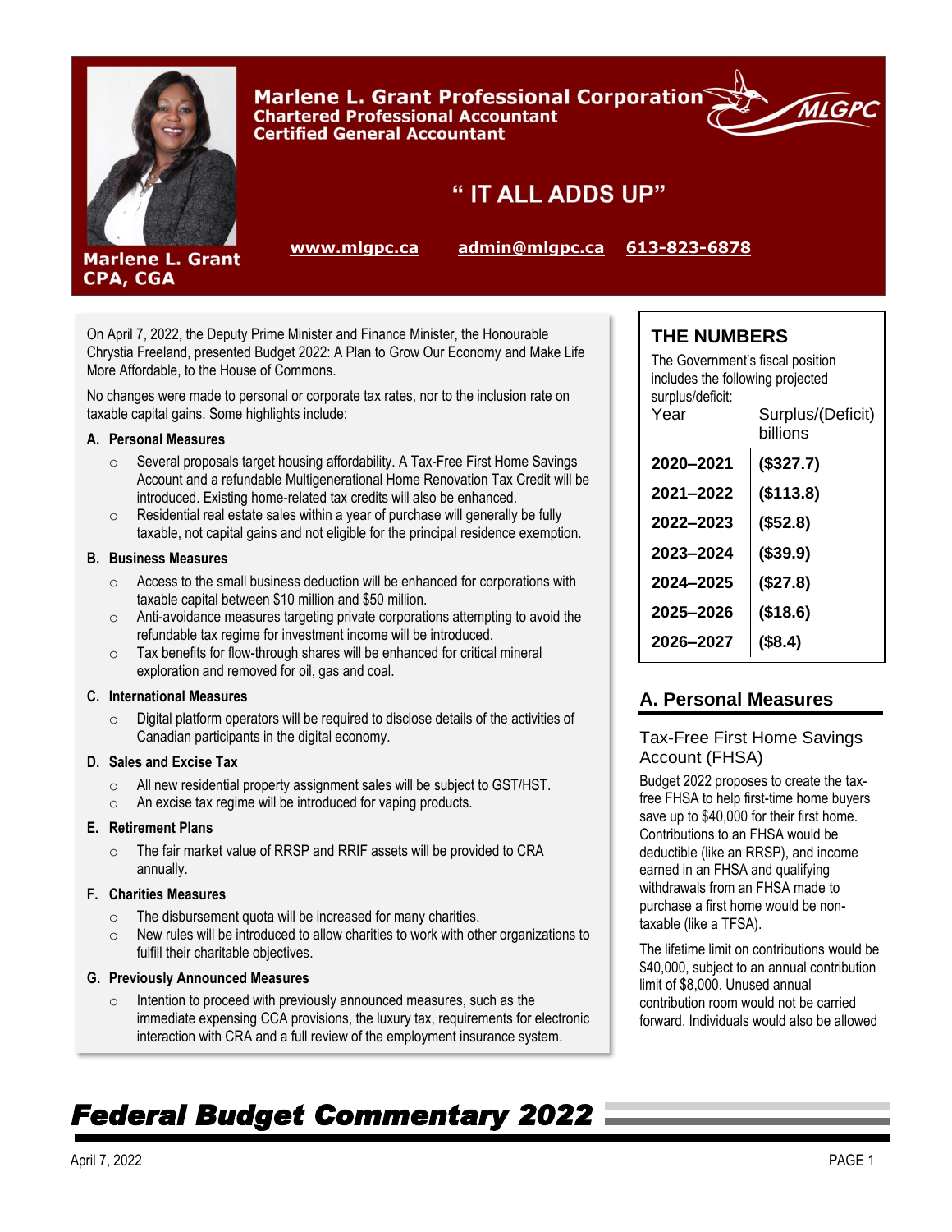# Marlene L. Grant Professional Corporation

**Chartered Professional Accountant**
**Certified General Accountant**

MLGPC

## " IT ALL ADDS UP"

**Marlene L. Grant CPA, CGA**

www.mlgpc.ca admin@mlgpc.ca 613-823-6878

# Federal Budget Commentary 2022

April 7, 2022

On April 7, 2022, the Deputy Prime Minister and Finance Minister, the Honourable Chrystia Freeland, presented Budget 2022: A Plan to Grow Our Economy and Make Life More Affordable, to the House of Commons.

No changes were made to personal or corporate tax rates, nor to the inclusion rate on taxable capital gains. Some highlights include:

**A. Personal Measures**

- Several proposals target housing affordability. A Tax-Free First Home Savings Account and a refundable Multigenerational Home Renovation Tax Credit will be introduced. Existing home-related tax credits will also be enhanced.
- Residential real estate sales within a year of purchase will generally be fully taxable, not capital gains and not eligible for the principal residence exemption.

**B. Business Measures**

- Access to the small business deduction will be enhanced for corporations with taxable capital between $10 million and $50 million.
- Anti-avoidance measures targeting private corporations attempting to avoid the refundable tax regime for investment income will be introduced.
- Tax benefits for flow-through shares will be enhanced for critical mineral exploration and removed for oil, gas and coal.

**C. International Measures**

- Digital platform operators will be required to disclose details of the activities of Canadian participants in the digital economy.

**D. Sales and Excise Tax**

- All new residential property assignment sales will be subject to GST/HST.
- An excise tax regime will be introduced for vaping products.

**E. Retirement Plans**

- The fair market value of RRSP and RRIF assets will be provided to CRA annually.

**F. Charities Measures**

- The disbursement quota will be increased for many charities.
- New rules will be introduced to allow charities to work with other organizations to fulfill their charitable objectives.

**G. Previously Announced Measures**

- Intention to proceed with previously announced measures, such as the immediate expensing CCA provisions, the luxury tax, requirements for electronic interaction with CRA and a full review of the employment insurance system.

## THE NUMBERS

The Government's fiscal position includes the following projected surplus/deficit:

| Year | Surplus/(Deficit) billions |
|---|---|
| **2020–2021** | **($327.7)** |
| **2021–2022** | **($113.8)** |
| **2022–2023** | **($52.8)** |
| **2023–2024** | **($39.9)** |
| **2024–2025** | **($27.8)** |
| **2025–2026** | **($18.6)** |
| **2026–2027** | **($8.4)** |

## A. Personal Measures

### Tax-Free First Home Savings Account (FHSA)

Budget 2022 proposes to create the tax-free FHSA to help first-time home buyers save up to $40,000 for their first home. Contributions to an FHSA would be deductible (like an RRSP), and income earned in an FHSA and qualifying withdrawals from an FHSA made to purchase a first home would be non-taxable (like a TFSA).

The lifetime limit on contributions would be $40,000, subject to an annual contribution limit of $8,000. Unused annual contribution room would not be carried forward. Individuals would also be allowed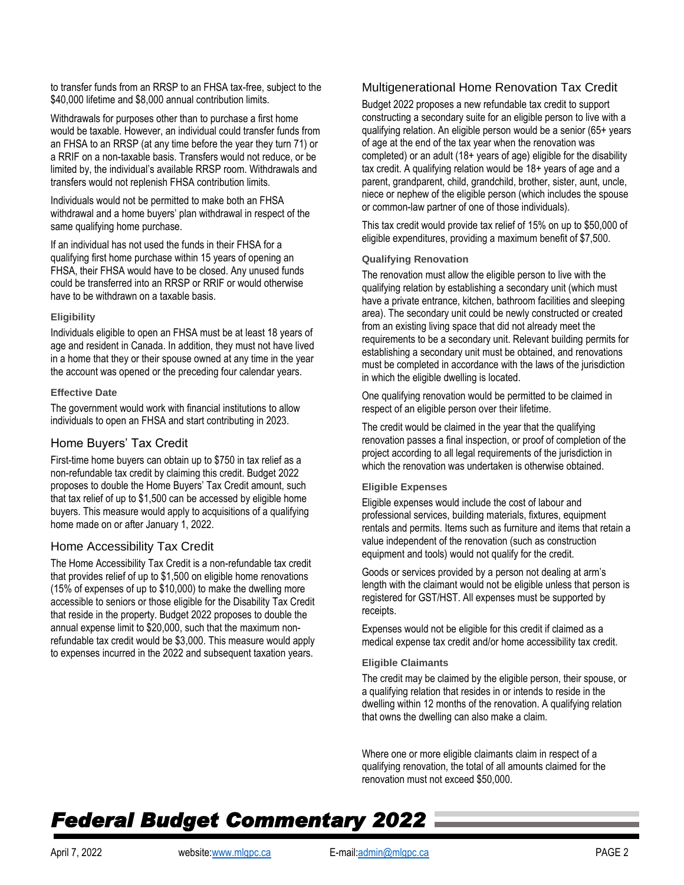to transfer funds from an RRSP to an FHSA tax-free, subject to the $40,000 lifetime and $8,000 annual contribution limits.

Withdrawals for purposes other than to purchase a first home would be taxable. However, an individual could transfer funds from an FHSA to an RRSP (at any time before the year they turn 71) or a RRIF on a non-taxable basis. Transfers would not reduce, or be limited by, the individual's available RRSP room. Withdrawals and transfers would not replenish FHSA contribution limits.

Individuals would not be permitted to make both an FHSA withdrawal and a home buyers' plan withdrawal in respect of the same qualifying home purchase.

If an individual has not used the funds in their FHSA for a qualifying first home purchase within 15 years of opening an FHSA, their FHSA would have to be closed. Any unused funds could be transferred into an RRSP or RRIF or would otherwise have to be withdrawn on a taxable basis.

#### Eligibility

Individuals eligible to open an FHSA must be at least 18 years of age and resident in Canada. In addition, they must not have lived in a home that they or their spouse owned at any time in the year the account was opened or the preceding four calendar years.

#### Effective Date

The government would work with financial institutions to allow individuals to open an FHSA and start contributing in 2023.

### Home Buyers' Tax Credit

First-time home buyers can obtain up to $750 in tax relief as a non-refundable tax credit by claiming this credit. Budget 2022 proposes to double the Home Buyers' Tax Credit amount, such that tax relief of up to $1,500 can be accessed by eligible home buyers. This measure would apply to acquisitions of a qualifying home made on or after January 1, 2022.

### Home Accessibility Tax Credit

The Home Accessibility Tax Credit is a non-refundable tax credit that provides relief of up to $1,500 on eligible home renovations (15% of expenses of up to $10,000) to make the dwelling more accessible to seniors or those eligible for the Disability Tax Credit that reside in the property. Budget 2022 proposes to double the annual expense limit to $20,000, such that the maximum non-refundable tax credit would be $3,000. This measure would apply to expenses incurred in the 2022 and subsequent taxation years.

### Multigenerational Home Renovation Tax Credit

Budget 2022 proposes a new refundable tax credit to support constructing a secondary suite for an eligible person to live with a qualifying relation. An eligible person would be a senior (65+ years of age at the end of the tax year when the renovation was completed) or an adult (18+ years of age) eligible for the disability tax credit. A qualifying relation would be 18+ years of age and a parent, grandparent, child, grandchild, brother, sister, aunt, uncle, niece or nephew of the eligible person (which includes the spouse or common-law partner of one of those individuals).

This tax credit would provide tax relief of 15% on up to $50,000 of eligible expenditures, providing a maximum benefit of $7,500.

#### Qualifying Renovation

The renovation must allow the eligible person to live with the qualifying relation by establishing a secondary unit (which must have a private entrance, kitchen, bathroom facilities and sleeping area). The secondary unit could be newly constructed or created from an existing living space that did not already meet the requirements to be a secondary unit. Relevant building permits for establishing a secondary unit must be obtained, and renovations must be completed in accordance with the laws of the jurisdiction in which the eligible dwelling is located.

One qualifying renovation would be permitted to be claimed in respect of an eligible person over their lifetime.

The credit would be claimed in the year that the qualifying renovation passes a final inspection, or proof of completion of the project according to all legal requirements of the jurisdiction in which the renovation was undertaken is otherwise obtained.

#### Eligible Expenses

Eligible expenses would include the cost of labour and professional services, building materials, fixtures, equipment rentals and permits. Items such as furniture and items that retain a value independent of the renovation (such as construction equipment and tools) would not qualify for the credit.

Goods or services provided by a person not dealing at arm's length with the claimant would not be eligible unless that person is registered for GST/HST. All expenses must be supported by receipts.

Expenses would not be eligible for this credit if claimed as a medical expense tax credit and/or home accessibility tax credit.

#### Eligible Claimants

The credit may be claimed by the eligible person, their spouse, or a qualifying relation that resides in or intends to reside in the dwelling within 12 months of the renovation. A qualifying relation that owns the dwelling can also make a claim.

Where one or more eligible claimants claim in respect of a qualifying renovation, the total of all amounts claimed for the renovation must not exceed $50,000.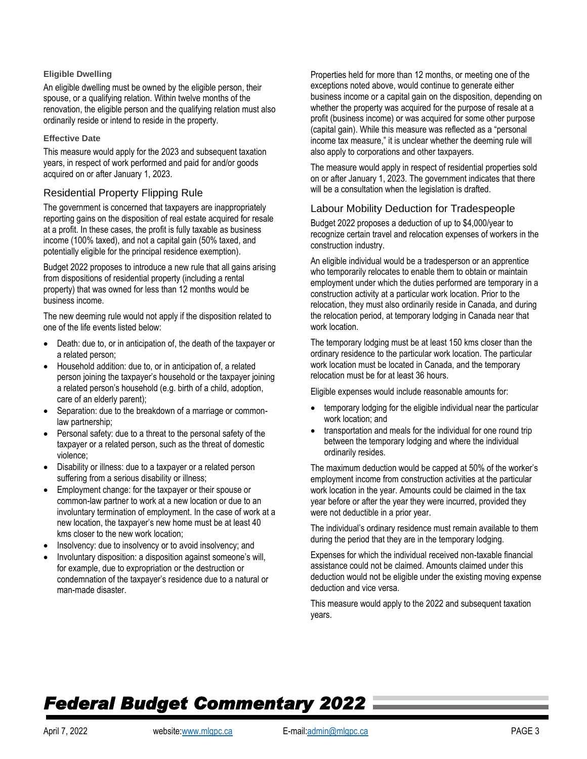#### Eligible Dwelling

An eligible dwelling must be owned by the eligible person, their spouse, or a qualifying relation. Within twelve months of the renovation, the eligible person and the qualifying relation must also ordinarily reside or intend to reside in the property.

#### Effective Date

This measure would apply for the 2023 and subsequent taxation years, in respect of work performed and paid for and/or goods acquired on or after January 1, 2023.

### Residential Property Flipping Rule

The government is concerned that taxpayers are inappropriately reporting gains on the disposition of real estate acquired for resale at a profit. In these cases, the profit is fully taxable as business income (100% taxed), and not a capital gain (50% taxed, and potentially eligible for the principal residence exemption).

Budget 2022 proposes to introduce a new rule that all gains arising from dispositions of residential property (including a rental property) that was owned for less than 12 months would be business income.

The new deeming rule would not apply if the disposition related to one of the life events listed below:

- Death: due to, or in anticipation of, the death of the taxpayer or a related person;
- Household addition: due to, or in anticipation of, a related person joining the taxpayer's household or the taxpayer joining a related person's household (e.g. birth of a child, adoption, care of an elderly parent);
- Separation: due to the breakdown of a marriage or common-law partnership;
- Personal safety: due to a threat to the personal safety of the taxpayer or a related person, such as the threat of domestic violence;
- Disability or illness: due to a taxpayer or a related person suffering from a serious disability or illness;
- Employment change: for the taxpayer or their spouse or common-law partner to work at a new location or due to an involuntary termination of employment. In the case of work at a new location, the taxpayer's new home must be at least 40 kms closer to the new work location;
- Insolvency: due to insolvency or to avoid insolvency; and
- Involuntary disposition: a disposition against someone's will, for example, due to expropriation or the destruction or condemnation of the taxpayer's residence due to a natural or man-made disaster.

Properties held for more than 12 months, or meeting one of the exceptions noted above, would continue to generate either business income or a capital gain on the disposition, depending on whether the property was acquired for the purpose of resale at a profit (business income) or was acquired for some other purpose (capital gain). While this measure was reflected as a "personal income tax measure," it is unclear whether the deeming rule will also apply to corporations and other taxpayers.

The measure would apply in respect of residential properties sold on or after January 1, 2023. The government indicates that there will be a consultation when the legislation is drafted.

### Labour Mobility Deduction for Tradespeople

Budget 2022 proposes a deduction of up to $4,000/year to recognize certain travel and relocation expenses of workers in the construction industry.

An eligible individual would be a tradesperson or an apprentice who temporarily relocates to enable them to obtain or maintain employment under which the duties performed are temporary in a construction activity at a particular work location. Prior to the relocation, they must also ordinarily reside in Canada, and during the relocation period, at temporary lodging in Canada near that work location.

The temporary lodging must be at least 150 kms closer than the ordinary residence to the particular work location. The particular work location must be located in Canada, and the temporary relocation must be for at least 36 hours.

Eligible expenses would include reasonable amounts for:

- temporary lodging for the eligible individual near the particular work location; and
- transportation and meals for the individual for one round trip between the temporary lodging and where the individual ordinarily resides.

The maximum deduction would be capped at 50% of the worker's employment income from construction activities at the particular work location in the year. Amounts could be claimed in the tax year before or after the year they were incurred, provided they were not deductible in a prior year.

The individual's ordinary residence must remain available to them during the period that they are in the temporary lodging.

Expenses for which the individual received non-taxable financial assistance could not be claimed. Amounts claimed under this deduction would not be eligible under the existing moving expense deduction and vice versa.

This measure would apply to the 2022 and subsequent taxation years.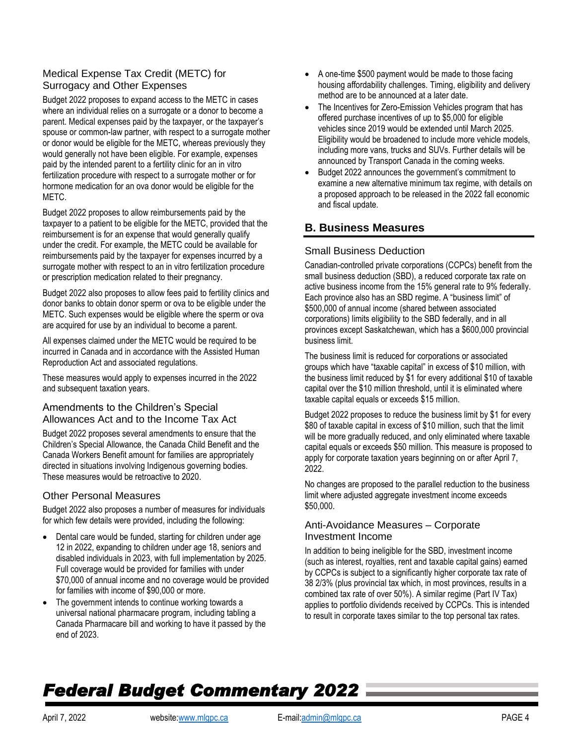### Medical Expense Tax Credit (METC) for Surrogacy and Other Expenses

Budget 2022 proposes to expand access to the METC in cases where an individual relies on a surrogate or a donor to become a parent. Medical expenses paid by the taxpayer, or the taxpayer's spouse or common-law partner, with respect to a surrogate mother or donor would be eligible for the METC, whereas previously they would generally not have been eligible. For example, expenses paid by the intended parent to a fertility clinic for an in vitro fertilization procedure with respect to a surrogate mother or for hormone medication for an ova donor would be eligible for the METC.

Budget 2022 proposes to allow reimbursements paid by the taxpayer to a patient to be eligible for the METC, provided that the reimbursement is for an expense that would generally qualify under the credit. For example, the METC could be available for reimbursements paid by the taxpayer for expenses incurred by a surrogate mother with respect to an in vitro fertilization procedure or prescription medication related to their pregnancy.

Budget 2022 also proposes to allow fees paid to fertility clinics and donor banks to obtain donor sperm or ova to be eligible under the METC. Such expenses would be eligible where the sperm or ova are acquired for use by an individual to become a parent.

All expenses claimed under the METC would be required to be incurred in Canada and in accordance with the Assisted Human Reproduction Act and associated regulations.

These measures would apply to expenses incurred in the 2022 and subsequent taxation years.

### Amendments to the Children's Special Allowances Act and to the Income Tax Act

Budget 2022 proposes several amendments to ensure that the Children's Special Allowance, the Canada Child Benefit and the Canada Workers Benefit amount for families are appropriately directed in situations involving Indigenous governing bodies. These measures would be retroactive to 2020.

### Other Personal Measures

Budget 2022 also proposes a number of measures for individuals for which few details were provided, including the following:

- Dental care would be funded, starting for children under age 12 in 2022, expanding to children under age 18, seniors and disabled individuals in 2023, with full implementation by 2025. Full coverage would be provided for families with under $70,000 of annual income and no coverage would be provided for families with income of $90,000 or more.
- The government intends to continue working towards a universal national pharmacare program, including tabling a Canada Pharmacare bill and working to have it passed by the end of 2023.
- A one-time $500 payment would be made to those facing housing affordability challenges. Timing, eligibility and delivery method are to be announced at a later date.
- The Incentives for Zero-Emission Vehicles program that has offered purchase incentives of up to $5,000 for eligible vehicles since 2019 would be extended until March 2025. Eligibility would be broadened to include more vehicle models, including more vans, trucks and SUVs. Further details will be announced by Transport Canada in the coming weeks.
- Budget 2022 announces the government's commitment to examine a new alternative minimum tax regime, with details on a proposed approach to be released in the 2022 fall economic and fiscal update.

## B. Business Measures

### Small Business Deduction

Canadian-controlled private corporations (CCPCs) benefit from the small business deduction (SBD), a reduced corporate tax rate on active business income from the 15% general rate to 9% federally. Each province also has an SBD regime. A "business limit" of $500,000 of annual income (shared between associated corporations) limits eligibility to the SBD federally, and in all provinces except Saskatchewan, which has a $600,000 provincial business limit.

The business limit is reduced for corporations or associated groups which have "taxable capital" in excess of $10 million, with the business limit reduced by $1 for every additional $10 of taxable capital over the $10 million threshold, until it is eliminated where taxable capital equals or exceeds $15 million.

Budget 2022 proposes to reduce the business limit by $1 for every $80 of taxable capital in excess of $10 million, such that the limit will be more gradually reduced, and only eliminated where taxable capital equals or exceeds $50 million. This measure is proposed to apply for corporate taxation years beginning on or after April 7, 2022.

No changes are proposed to the parallel reduction to the business limit where adjusted aggregate investment income exceeds $50,000.

### Anti-Avoidance Measures – Corporate Investment Income

In addition to being ineligible for the SBD, investment income (such as interest, royalties, rent and taxable capital gains) earned by CCPCs is subject to a significantly higher corporate tax rate of 38 2/3% (plus provincial tax which, in most provinces, results in a combined tax rate of over 50%). A similar regime (Part IV Tax) applies to portfolio dividends received by CCPCs. This is intended to result in corporate taxes similar to the top personal tax rates.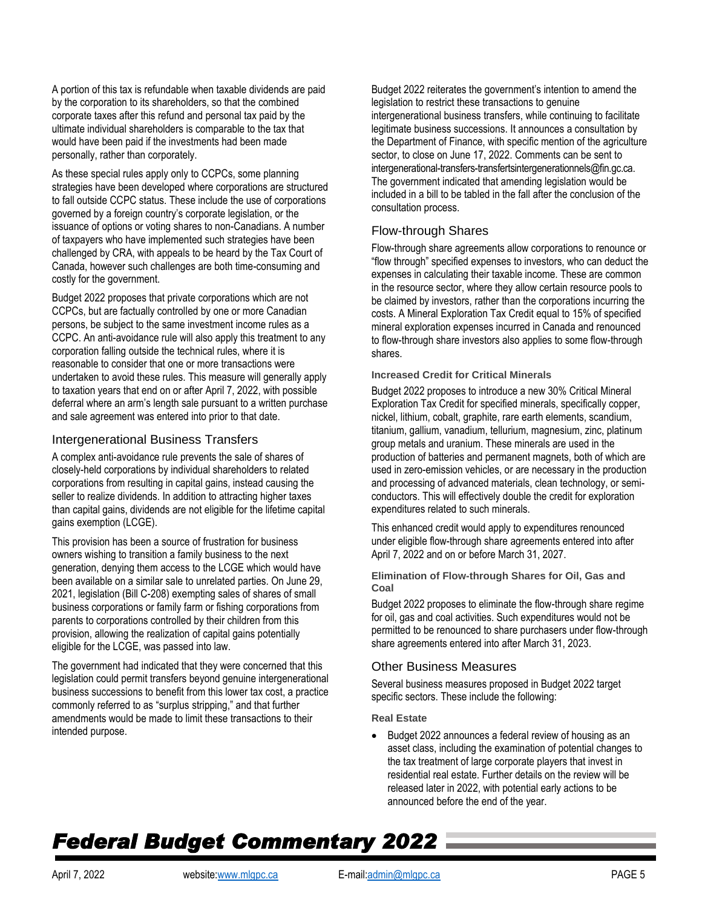A portion of this tax is refundable when taxable dividends are paid by the corporation to its shareholders, so that the combined corporate taxes after this refund and personal tax paid by the ultimate individual shareholders is comparable to the tax that would have been paid if the investments had been made personally, rather than corporately.

As these special rules apply only to CCPCs, some planning strategies have been developed where corporations are structured to fall outside CCPC status. These include the use of corporations governed by a foreign country's corporate legislation, or the issuance of options or voting shares to non-Canadians. A number of taxpayers who have implemented such strategies have been challenged by CRA, with appeals to be heard by the Tax Court of Canada, however such challenges are both time-consuming and costly for the government.

Budget 2022 proposes that private corporations which are not CCPCs, but are factually controlled by one or more Canadian persons, be subject to the same investment income rules as a CCPC. An anti-avoidance rule will also apply this treatment to any corporation falling outside the technical rules, where it is reasonable to consider that one or more transactions were undertaken to avoid these rules. This measure will generally apply to taxation years that end on or after April 7, 2022, with possible deferral where an arm's length sale pursuant to a written purchase and sale agreement was entered into prior to that date.

## Intergenerational Business Transfers

A complex anti-avoidance rule prevents the sale of shares of closely-held corporations by individual shareholders to related corporations from resulting in capital gains, instead causing the seller to realize dividends. In addition to attracting higher taxes than capital gains, dividends are not eligible for the lifetime capital gains exemption (LCGE).

This provision has been a source of frustration for business owners wishing to transition a family business to the next generation, denying them access to the LCGE which would have been available on a similar sale to unrelated parties. On June 29, 2021, legislation (Bill C-208) exempting sales of shares of small business corporations or family farm or fishing corporations from parents to corporations controlled by their children from this provision, allowing the realization of capital gains potentially eligible for the LCGE, was passed into law.

The government had indicated that they were concerned that this legislation could permit transfers beyond genuine intergenerational business successions to benefit from this lower tax cost, a practice commonly referred to as "surplus stripping," and that further amendments would be made to limit these transactions to their intended purpose.

Budget 2022 reiterates the government's intention to amend the legislation to restrict these transactions to genuine intergenerational business transfers, while continuing to facilitate legitimate business successions. It announces a consultation by the Department of Finance, with specific mention of the agriculture sector, to close on June 17, 2022. Comments can be sent to intergenerational-transfers-transfertsintergenerationnels@fin.gc.ca. The government indicated that amending legislation would be included in a bill to be tabled in the fall after the conclusion of the consultation process.

## Flow-through Shares

Flow-through share agreements allow corporations to renounce or "flow through" specified expenses to investors, who can deduct the expenses in calculating their taxable income. These are common in the resource sector, where they allow certain resource pools to be claimed by investors, rather than the corporations incurring the costs. A Mineral Exploration Tax Credit equal to 15% of specified mineral exploration expenses incurred in Canada and renounced to flow-through share investors also applies to some flow-through shares.

### Increased Credit for Critical Minerals

Budget 2022 proposes to introduce a new 30% Critical Mineral Exploration Tax Credit for specified minerals, specifically copper, nickel, lithium, cobalt, graphite, rare earth elements, scandium, titanium, gallium, vanadium, tellurium, magnesium, zinc, platinum group metals and uranium. These minerals are used in the production of batteries and permanent magnets, both of which are used in zero-emission vehicles, or are necessary in the production and processing of advanced materials, clean technology, or semi-conductors. This will effectively double the credit for exploration expenditures related to such minerals.

This enhanced credit would apply to expenditures renounced under eligible flow-through share agreements entered into after April 7, 2022 and on or before March 31, 2027.

### Elimination of Flow-through Shares for Oil, Gas and Coal

Budget 2022 proposes to eliminate the flow-through share regime for oil, gas and coal activities. Such expenditures would not be permitted to be renounced to share purchasers under flow-through share agreements entered into after March 31, 2023.

## Other Business Measures

Several business measures proposed in Budget 2022 target specific sectors. These include the following:

### Real Estate

- Budget 2022 announces a federal review of housing as an asset class, including the examination of potential changes to the tax treatment of large corporate players that invest in residential real estate. Further details on the review will be released later in 2022, with potential early actions to be announced before the end of the year.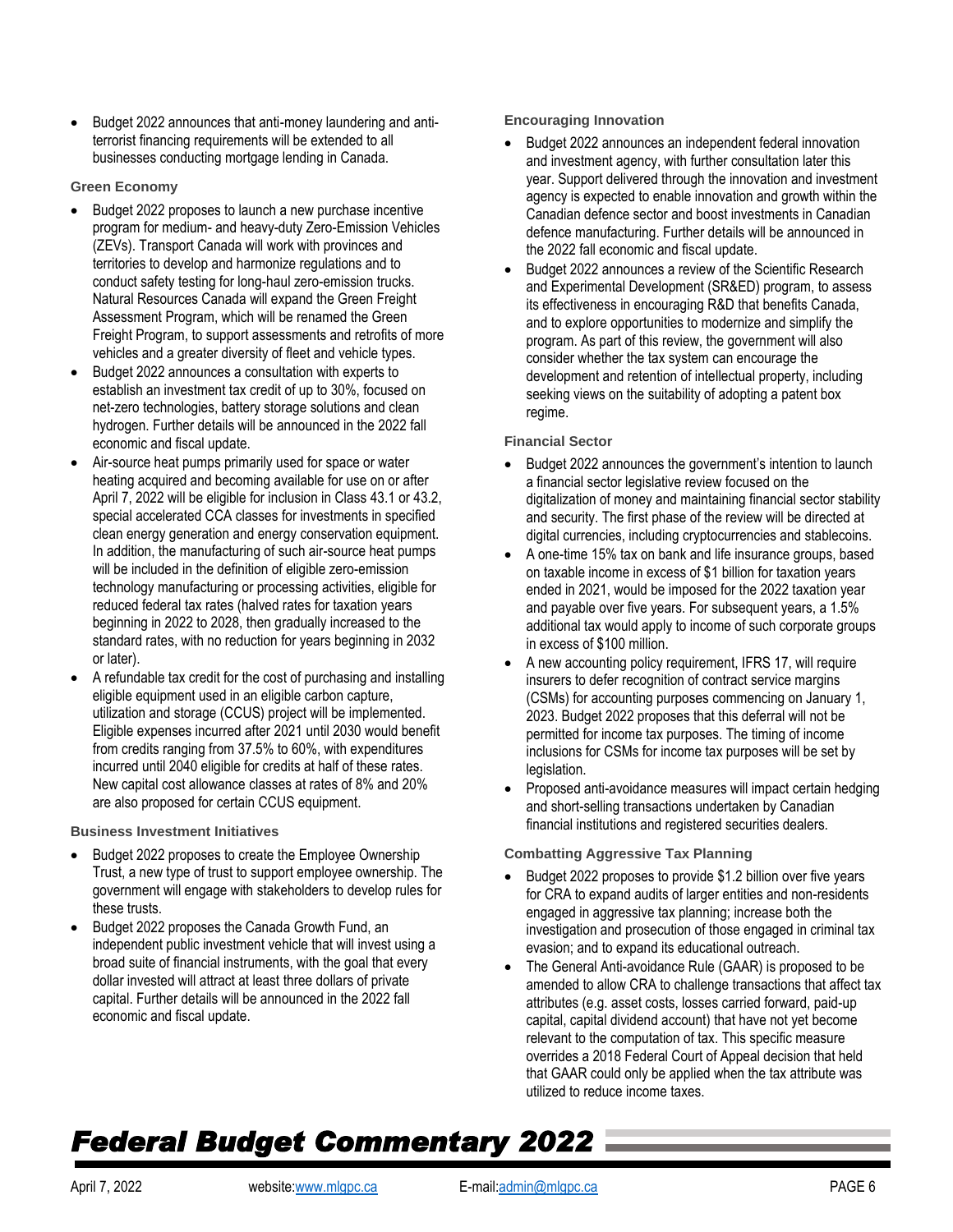- Budget 2022 announces that anti-money laundering and anti-terrorist financing requirements will be extended to all businesses conducting mortgage lending in Canada.

### Green Economy

- Budget 2022 proposes to launch a new purchase incentive program for medium- and heavy-duty Zero-Emission Vehicles (ZEVs). Transport Canada will work with provinces and territories to develop and harmonize regulations and to conduct safety testing for long-haul zero-emission trucks. Natural Resources Canada will expand the Green Freight Assessment Program, which will be renamed the Green Freight Program, to support assessments and retrofits of more vehicles and a greater diversity of fleet and vehicle types.
- Budget 2022 announces a consultation with experts to establish an investment tax credit of up to 30%, focused on net-zero technologies, battery storage solutions and clean hydrogen. Further details will be announced in the 2022 fall economic and fiscal update.
- Air-source heat pumps primarily used for space or water heating acquired and becoming available for use on or after April 7, 2022 will be eligible for inclusion in Class 43.1 or 43.2, special accelerated CCA classes for investments in specified clean energy generation and energy conservation equipment. In addition, the manufacturing of such air-source heat pumps will be included in the definition of eligible zero-emission technology manufacturing or processing activities, eligible for reduced federal tax rates (halved rates for taxation years beginning in 2022 to 2028, then gradually increased to the standard rates, with no reduction for years beginning in 2032 or later).
- A refundable tax credit for the cost of purchasing and installing eligible equipment used in an eligible carbon capture, utilization and storage (CCUS) project will be implemented. Eligible expenses incurred after 2021 until 2030 would benefit from credits ranging from 37.5% to 60%, with expenditures incurred until 2040 eligible for credits at half of these rates. New capital cost allowance classes at rates of 8% and 20% are also proposed for certain CCUS equipment.

### Business Investment Initiatives

- Budget 2022 proposes to create the Employee Ownership Trust, a new type of trust to support employee ownership. The government will engage with stakeholders to develop rules for these trusts.
- Budget 2022 proposes the Canada Growth Fund, an independent public investment vehicle that will invest using a broad suite of financial instruments, with the goal that every dollar invested will attract at least three dollars of private capital. Further details will be announced in the 2022 fall economic and fiscal update.

### Encouraging Innovation

- Budget 2022 announces an independent federal innovation and investment agency, with further consultation later this year. Support delivered through the innovation and investment agency is expected to enable innovation and growth within the Canadian defence sector and boost investments in Canadian defence manufacturing. Further details will be announced in the 2022 fall economic and fiscal update.
- Budget 2022 announces a review of the Scientific Research and Experimental Development (SR&ED) program, to assess its effectiveness in encouraging R&D that benefits Canada, and to explore opportunities to modernize and simplify the program. As part of this review, the government will also consider whether the tax system can encourage the development and retention of intellectual property, including seeking views on the suitability of adopting a patent box regime.

### Financial Sector

- Budget 2022 announces the government's intention to launch a financial sector legislative review focused on the digitalization of money and maintaining financial sector stability and security. The first phase of the review will be directed at digital currencies, including cryptocurrencies and stablecoins.
- A one-time 15% tax on bank and life insurance groups, based on taxable income in excess of $1 billion for taxation years ended in 2021, would be imposed for the 2022 taxation year and payable over five years. For subsequent years, a 1.5% additional tax would apply to income of such corporate groups in excess of $100 million.
- A new accounting policy requirement, IFRS 17, will require insurers to defer recognition of contract service margins (CSMs) for accounting purposes commencing on January 1, 2023. Budget 2022 proposes that this deferral will not be permitted for income tax purposes. The timing of income inclusions for CSMs for income tax purposes will be set by legislation.
- Proposed anti-avoidance measures will impact certain hedging and short-selling transactions undertaken by Canadian financial institutions and registered securities dealers.

### Combatting Aggressive Tax Planning

- Budget 2022 proposes to provide $1.2 billion over five years for CRA to expand audits of larger entities and non-residents engaged in aggressive tax planning; increase both the investigation and prosecution of those engaged in criminal tax evasion; and to expand its educational outreach.
- The General Anti-avoidance Rule (GAAR) is proposed to be amended to allow CRA to challenge transactions that affect tax attributes (e.g. asset costs, losses carried forward, paid-up capital, capital dividend account) that have not yet become relevant to the computation of tax. This specific measure overrides a 2018 Federal Court of Appeal decision that held that GAAR could only be applied when the tax attribute was utilized to reduce income taxes.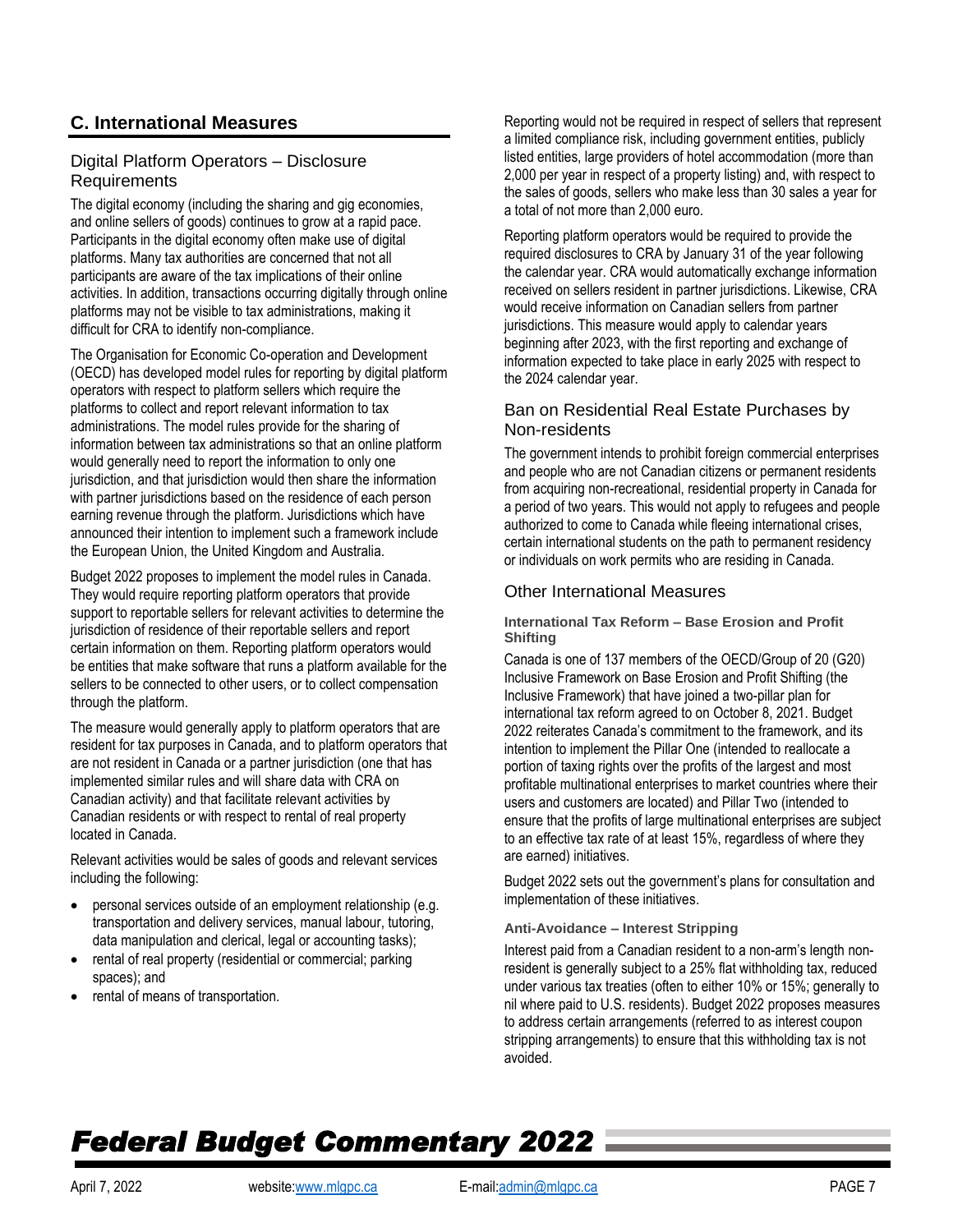## C. International Measures

### Digital Platform Operators – Disclosure Requirements

The digital economy (including the sharing and gig economies, and online sellers of goods) continues to grow at a rapid pace. Participants in the digital economy often make use of digital platforms. Many tax authorities are concerned that not all participants are aware of the tax implications of their online activities. In addition, transactions occurring digitally through online platforms may not be visible to tax administrations, making it difficult for CRA to identify non-compliance.

The Organisation for Economic Co-operation and Development (OECD) has developed model rules for reporting by digital platform operators with respect to platform sellers which require the platforms to collect and report relevant information to tax administrations. The model rules provide for the sharing of information between tax administrations so that an online platform would generally need to report the information to only one jurisdiction, and that jurisdiction would then share the information with partner jurisdictions based on the residence of each person earning revenue through the platform. Jurisdictions which have announced their intention to implement such a framework include the European Union, the United Kingdom and Australia.

Budget 2022 proposes to implement the model rules in Canada. They would require reporting platform operators that provide support to reportable sellers for relevant activities to determine the jurisdiction of residence of their reportable sellers and report certain information on them. Reporting platform operators would be entities that make software that runs a platform available for the sellers to be connected to other users, or to collect compensation through the platform.

The measure would generally apply to platform operators that are resident for tax purposes in Canada, and to platform operators that are not resident in Canada or a partner jurisdiction (one that has implemented similar rules and will share data with CRA on Canadian activity) and that facilitate relevant activities by Canadian residents or with respect to rental of real property located in Canada.

Relevant activities would be sales of goods and relevant services including the following:

- personal services outside of an employment relationship (e.g. transportation and delivery services, manual labour, tutoring, data manipulation and clerical, legal or accounting tasks);
- rental of real property (residential or commercial; parking spaces); and
- rental of means of transportation.

Reporting would not be required in respect of sellers that represent a limited compliance risk, including government entities, publicly listed entities, large providers of hotel accommodation (more than 2,000 per year in respect of a property listing) and, with respect to the sales of goods, sellers who make less than 30 sales a year for a total of not more than 2,000 euro.

Reporting platform operators would be required to provide the required disclosures to CRA by January 31 of the year following the calendar year. CRA would automatically exchange information received on sellers resident in partner jurisdictions. Likewise, CRA would receive information on Canadian sellers from partner jurisdictions. This measure would apply to calendar years beginning after 2023, with the first reporting and exchange of information expected to take place in early 2025 with respect to the 2024 calendar year.

### Ban on Residential Real Estate Purchases by Non-residents

The government intends to prohibit foreign commercial enterprises and people who are not Canadian citizens or permanent residents from acquiring non-recreational, residential property in Canada for a period of two years. This would not apply to refugees and people authorized to come to Canada while fleeing international crises, certain international students on the path to permanent residency or individuals on work permits who are residing in Canada.

### Other International Measures

#### International Tax Reform – Base Erosion and Profit Shifting

Canada is one of 137 members of the OECD/Group of 20 (G20) Inclusive Framework on Base Erosion and Profit Shifting (the Inclusive Framework) that have joined a two-pillar plan for international tax reform agreed to on October 8, 2021. Budget 2022 reiterates Canada's commitment to the framework, and its intention to implement the Pillar One (intended to reallocate a portion of taxing rights over the profits of the largest and most profitable multinational enterprises to market countries where their users and customers are located) and Pillar Two (intended to ensure that the profits of large multinational enterprises are subject to an effective tax rate of at least 15%, regardless of where they are earned) initiatives.

Budget 2022 sets out the government's plans for consultation and implementation of these initiatives.

#### Anti-Avoidance – Interest Stripping

Interest paid from a Canadian resident to a non-arm's length non-resident is generally subject to a 25% flat withholding tax, reduced under various tax treaties (often to either 10% or 15%; generally to nil where paid to U.S. residents). Budget 2022 proposes measures to address certain arrangements (referred to as interest coupon stripping arrangements) to ensure that this withholding tax is not avoided.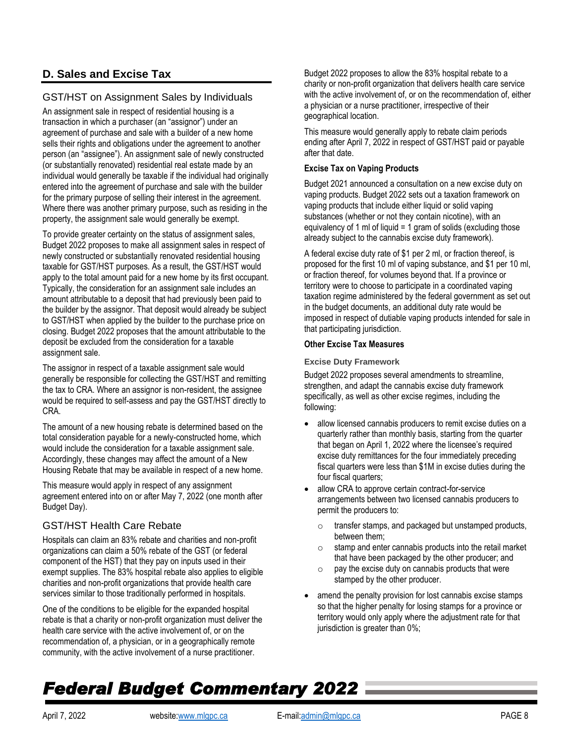## D. Sales and Excise Tax

### GST/HST on Assignment Sales by Individuals

An assignment sale in respect of residential housing is a transaction in which a purchaser (an "assignor") under an agreement of purchase and sale with a builder of a new home sells their rights and obligations under the agreement to another person (an "assignee"). An assignment sale of newly constructed (or substantially renovated) residential real estate made by an individual would generally be taxable if the individual had originally entered into the agreement of purchase and sale with the builder for the primary purpose of selling their interest in the agreement. Where there was another primary purpose, such as residing in the property, the assignment sale would generally be exempt.

To provide greater certainty on the status of assignment sales, Budget 2022 proposes to make all assignment sales in respect of newly constructed or substantially renovated residential housing taxable for GST/HST purposes. As a result, the GST/HST would apply to the total amount paid for a new home by its first occupant. Typically, the consideration for an assignment sale includes an amount attributable to a deposit that had previously been paid to the builder by the assignor. That deposit would already be subject to GST/HST when applied by the builder to the purchase price on closing. Budget 2022 proposes that the amount attributable to the deposit be excluded from the consideration for a taxable assignment sale.

The assignor in respect of a taxable assignment sale would generally be responsible for collecting the GST/HST and remitting the tax to CRA. Where an assignor is non-resident, the assignee would be required to self-assess and pay the GST/HST directly to CRA.

The amount of a new housing rebate is determined based on the total consideration payable for a newly-constructed home, which would include the consideration for a taxable assignment sale. Accordingly, these changes may affect the amount of a New Housing Rebate that may be available in respect of a new home.

This measure would apply in respect of any assignment agreement entered into on or after May 7, 2022 (one month after Budget Day).

### GST/HST Health Care Rebate

Hospitals can claim an 83% rebate and charities and non-profit organizations can claim a 50% rebate of the GST (or federal component of the HST) that they pay on inputs used in their exempt supplies. The 83% hospital rebate also applies to eligible charities and non-profit organizations that provide health care services similar to those traditionally performed in hospitals.

One of the conditions to be eligible for the expanded hospital rebate is that a charity or non-profit organization must deliver the health care service with the active involvement of, or on the recommendation of, a physician, or in a geographically remote community, with the active involvement of a nurse practitioner.

Budget 2022 proposes to allow the 83% hospital rebate to a charity or non-profit organization that delivers health care service with the active involvement of, or on the recommendation of, either a physician or a nurse practitioner, irrespective of their geographical location.

This measure would generally apply to rebate claim periods ending after April 7, 2022 in respect of GST/HST paid or payable after that date.

#### Excise Tax on Vaping Products

Budget 2021 announced a consultation on a new excise duty on vaping products. Budget 2022 sets out a taxation framework on vaping products that include either liquid or solid vaping substances (whether or not they contain nicotine), with an equivalency of 1 ml of liquid = 1 gram of solids (excluding those already subject to the cannabis excise duty framework).

A federal excise duty rate of $1 per 2 ml, or fraction thereof, is proposed for the first 10 ml of vaping substance, and $1 per 10 ml, or fraction thereof, for volumes beyond that. If a province or territory were to choose to participate in a coordinated vaping taxation regime administered by the federal government as set out in the budget documents, an additional duty rate would be imposed in respect of dutiable vaping products intended for sale in that participating jurisdiction.

#### Other Excise Tax Measures

##### Excise Duty Framework

Budget 2022 proposes several amendments to streamline, strengthen, and adapt the cannabis excise duty framework specifically, as well as other excise regimes, including the following:

- allow licensed cannabis producers to remit excise duties on a quarterly rather than monthly basis, starting from the quarter that began on April 1, 2022 where the licensee's required excise duty remittances for the four immediately preceding fiscal quarters were less than $1M in excise duties during the four fiscal quarters;
- allow CRA to approve certain contract-for-service arrangements between two licensed cannabis producers to permit the producers to:
  - transfer stamps, and packaged but unstamped products, between them;
  - stamp and enter cannabis products into the retail market that have been packaged by the other producer; and
  - pay the excise duty on cannabis products that were stamped by the other producer.
- amend the penalty provision for lost cannabis excise stamps so that the higher penalty for losing stamps for a province or territory would only apply where the adjustment rate for that jurisdiction is greater than 0%;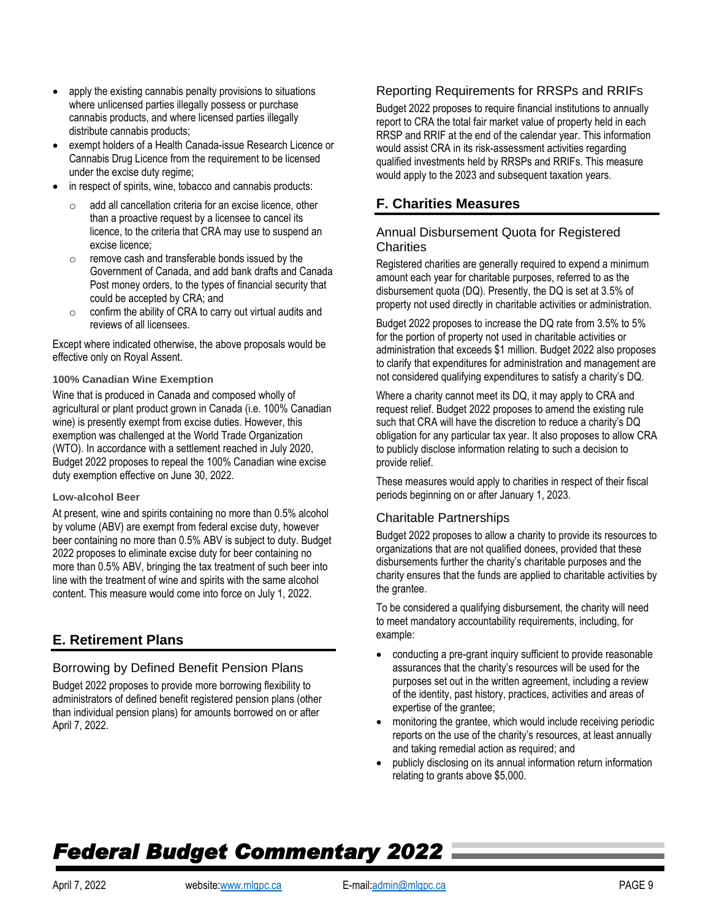- apply the existing cannabis penalty provisions to situations where unlicensed parties illegally possess or purchase cannabis products, and where licensed parties illegally distribute cannabis products;
- exempt holders of a Health Canada-issue Research Licence or Cannabis Drug Licence from the requirement to be licensed under the excise duty regime;
- in respect of spirits, wine, tobacco and cannabis products:
  - add all cancellation criteria for an excise licence, other than a proactive request by a licensee to cancel its licence, to the criteria that CRA may use to suspend an excise licence;
  - remove cash and transferable bonds issued by the Government of Canada, and add bank drafts and Canada Post money orders, to the types of financial security that could be accepted by CRA; and
  - confirm the ability of CRA to carry out virtual audits and reviews of all licensees.

Except where indicated otherwise, the above proposals would be effective only on Royal Assent.

#### 100% Canadian Wine Exemption

Wine that is produced in Canada and composed wholly of agricultural or plant product grown in Canada (i.e. 100% Canadian wine) is presently exempt from excise duties. However, this exemption was challenged at the World Trade Organization (WTO). In accordance with a settlement reached in July 2020, Budget 2022 proposes to repeal the 100% Canadian wine excise duty exemption effective on June 30, 2022.

#### Low-alcohol Beer

At present, wine and spirits containing no more than 0.5% alcohol by volume (ABV) are exempt from federal excise duty, however beer containing no more than 0.5% ABV is subject to duty. Budget 2022 proposes to eliminate excise duty for beer containing no more than 0.5% ABV, bringing the tax treatment of such beer into line with the treatment of wine and spirits with the same alcohol content. This measure would come into force on July 1, 2022.

## E. Retirement Plans

### Borrowing by Defined Benefit Pension Plans

Budget 2022 proposes to provide more borrowing flexibility to administrators of defined benefit registered pension plans (other than individual pension plans) for amounts borrowed on or after April 7, 2022.

### Reporting Requirements for RRSPs and RRIFs

Budget 2022 proposes to require financial institutions to annually report to CRA the total fair market value of property held in each RRSP and RRIF at the end of the calendar year. This information would assist CRA in its risk-assessment activities regarding qualified investments held by RRSPs and RRIFs. This measure would apply to the 2023 and subsequent taxation years.

## F. Charities Measures

### Annual Disbursement Quota for Registered Charities

Registered charities are generally required to expend a minimum amount each year for charitable purposes, referred to as the disbursement quota (DQ). Presently, the DQ is set at 3.5% of property not used directly in charitable activities or administration.

Budget 2022 proposes to increase the DQ rate from 3.5% to 5% for the portion of property not used in charitable activities or administration that exceeds $1 million. Budget 2022 also proposes to clarify that expenditures for administration and management are not considered qualifying expenditures to satisfy a charity's DQ.

Where a charity cannot meet its DQ, it may apply to CRA and request relief. Budget 2022 proposes to amend the existing rule such that CRA will have the discretion to reduce a charity's DQ obligation for any particular tax year. It also proposes to allow CRA to publicly disclose information relating to such a decision to provide relief.

These measures would apply to charities in respect of their fiscal periods beginning on or after January 1, 2023.

### Charitable Partnerships

Budget 2022 proposes to allow a charity to provide its resources to organizations that are not qualified donees, provided that these disbursements further the charity's charitable purposes and the charity ensures that the funds are applied to charitable activities by the grantee.

To be considered a qualifying disbursement, the charity will need to meet mandatory accountability requirements, including, for example:

- conducting a pre-grant inquiry sufficient to provide reasonable assurances that the charity's resources will be used for the purposes set out in the written agreement, including a review of the identity, past history, practices, activities and areas of expertise of the grantee;
- monitoring the grantee, which would include receiving periodic reports on the use of the charity's resources, at least annually and taking remedial action as required; and
- publicly disclosing on its annual information return information relating to grants above $5,000.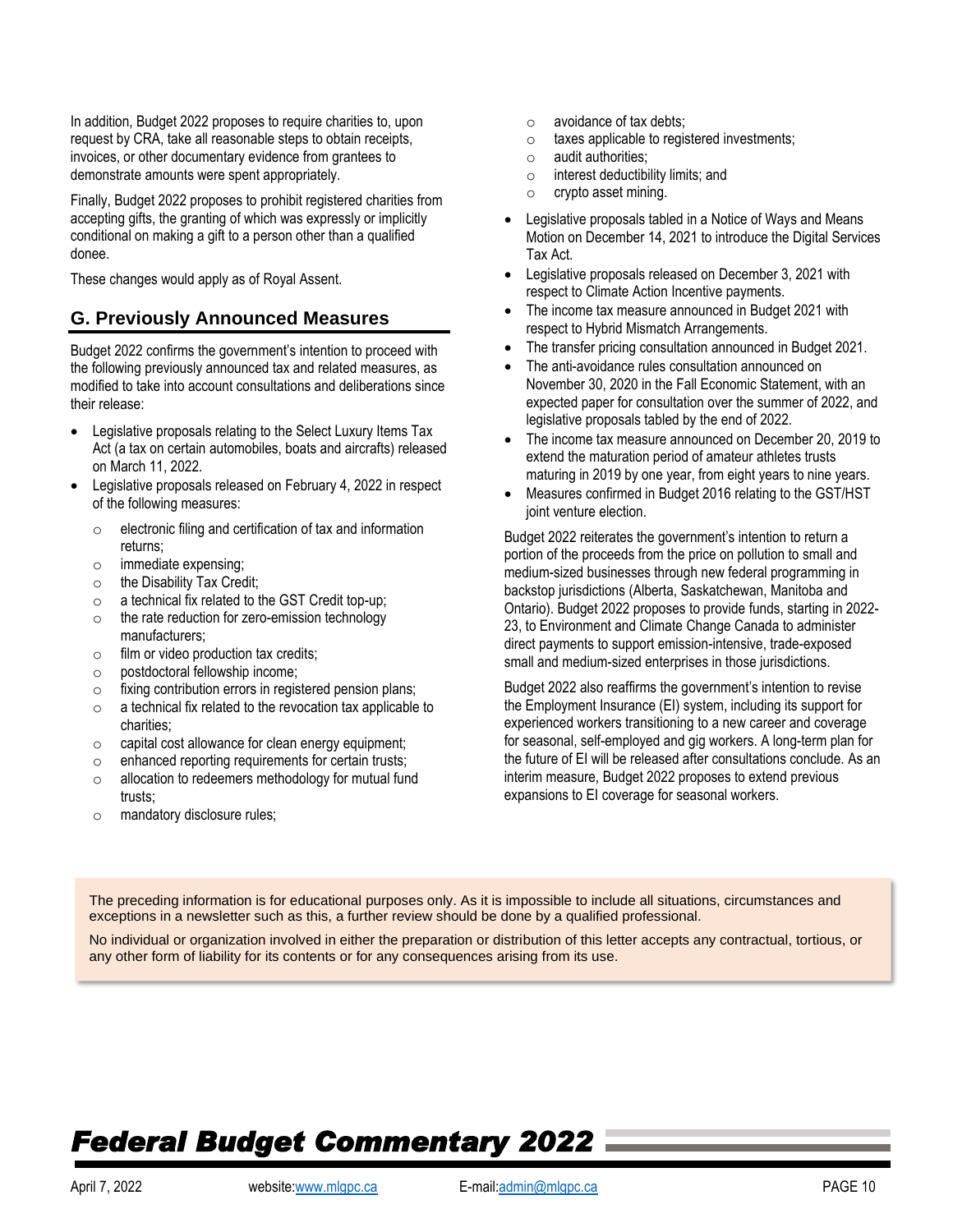In addition, Budget 2022 proposes to require charities to, upon request by CRA, take all reasonable steps to obtain receipts, invoices, or other documentary evidence from grantees to demonstrate amounts were spent appropriately.

Finally, Budget 2022 proposes to prohibit registered charities from accepting gifts, the granting of which was expressly or implicitly conditional on making a gift to a person other than a qualified donee.

These changes would apply as of Royal Assent.

## G. Previously Announced Measures

Budget 2022 confirms the government's intention to proceed with the following previously announced tax and related measures, as modified to take into account consultations and deliberations since their release:

- Legislative proposals relating to the Select Luxury Items Tax Act (a tax on certain automobiles, boats and aircrafts) released on March 11, 2022.
- Legislative proposals released on February 4, 2022 in respect of the following measures:
  - electronic filing and certification of tax and information returns;
  - immediate expensing;
  - the Disability Tax Credit;
  - a technical fix related to the GST Credit top-up;
  - the rate reduction for zero-emission technology manufacturers;
  - film or video production tax credits;
  - postdoctoral fellowship income;
  - fixing contribution errors in registered pension plans;
  - a technical fix related to the revocation tax applicable to charities;
  - capital cost allowance for clean energy equipment;
  - enhanced reporting requirements for certain trusts;
  - allocation to redeemers methodology for mutual fund trusts;
  - mandatory disclosure rules;
  - avoidance of tax debts;
  - taxes applicable to registered investments;
  - audit authorities;
  - interest deductibility limits; and
  - crypto asset mining.
- Legislative proposals tabled in a Notice of Ways and Means Motion on December 14, 2021 to introduce the Digital Services Tax Act.
- Legislative proposals released on December 3, 2021 with respect to Climate Action Incentive payments.
- The income tax measure announced in Budget 2021 with respect to Hybrid Mismatch Arrangements.
- The transfer pricing consultation announced in Budget 2021.
- The anti-avoidance rules consultation announced on November 30, 2020 in the Fall Economic Statement, with an expected paper for consultation over the summer of 2022, and legislative proposals tabled by the end of 2022.
- The income tax measure announced on December 20, 2019 to extend the maturation period of amateur athletes trusts maturing in 2019 by one year, from eight years to nine years.
- Measures confirmed in Budget 2016 relating to the GST/HST joint venture election.

Budget 2022 reiterates the government's intention to return a portion of the proceeds from the price on pollution to small and medium-sized businesses through new federal programming in backstop jurisdictions (Alberta, Saskatchewan, Manitoba and Ontario). Budget 2022 proposes to provide funds, starting in 2022-23, to Environment and Climate Change Canada to administer direct payments to support emission-intensive, trade-exposed small and medium-sized enterprises in those jurisdictions.

Budget 2022 also reaffirms the government's intention to revise the Employment Insurance (EI) system, including its support for experienced workers transitioning to a new career and coverage for seasonal, self-employed and gig workers. A long-term plan for the future of EI will be released after consultations conclude. As an interim measure, Budget 2022 proposes to extend previous expansions to EI coverage for seasonal workers.

The preceding information is for educational purposes only. As it is impossible to include all situations, circumstances and exceptions in a newsletter such as this, a further review should be done by a qualified professional.

No individual or organization involved in either the preparation or distribution of this letter accepts any contractual, tortious, or any other form of liability for its contents or for any consequences arising from its use.